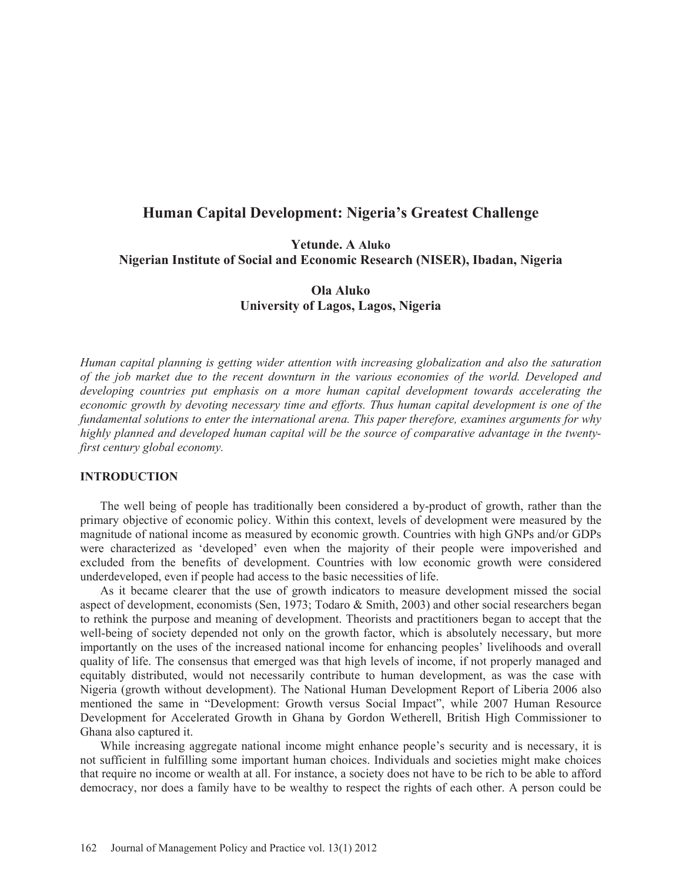# Human Capital Development: Nigeria's Greatest Challenge

**Yetunde. A Aluko**
**Nigerian Institute of Social and Economic Research (NISER), Ibadan, Nigeria**

**Ola Aluko**
**University of Lagos, Lagos, Nigeria**

*Human capital planning is getting wider attention with increasing globalization and also the saturation of the job market due to the recent downturn in the various economies of the world. Developed and developing countries put emphasis on a more human capital development towards accelerating the economic growth by devoting necessary time and efforts. Thus human capital development is one of the fundamental solutions to enter the international arena. This paper therefore, examines arguments for why highly planned and developed human capital will be the source of comparative advantage in the twenty-first century global economy.*

## INTRODUCTION

The well being of people has traditionally been considered a by-product of growth, rather than the primary objective of economic policy. Within this context, levels of development were measured by the magnitude of national income as measured by economic growth. Countries with high GNPs and/or GDPs were characterized as 'developed' even when the majority of their people were impoverished and excluded from the benefits of development. Countries with low economic growth were considered underdeveloped, even if people had access to the basic necessities of life.

As it became clearer that the use of growth indicators to measure development missed the social aspect of development, economists (Sen, 1973; Todaro & Smith, 2003) and other social researchers began to rethink the purpose and meaning of development. Theorists and practitioners began to accept that the well-being of society depended not only on the growth factor, which is absolutely necessary, but more importantly on the uses of the increased national income for enhancing peoples' livelihoods and overall quality of life. The consensus that emerged was that high levels of income, if not properly managed and equitably distributed, would not necessarily contribute to human development, as was the case with Nigeria (growth without development). The National Human Development Report of Liberia 2006 also mentioned the same in "Development: Growth versus Social Impact", while 2007 Human Resource Development for Accelerated Growth in Ghana by Gordon Wetherell, British High Commissioner to Ghana also captured it.

While increasing aggregate national income might enhance people's security and is necessary, it is not sufficient in fulfilling some important human choices. Individuals and societies might make choices that require no income or wealth at all. For instance, a society does not have to be rich to be able to afford democracy, nor does a family have to be wealthy to respect the rights of each other. A person could be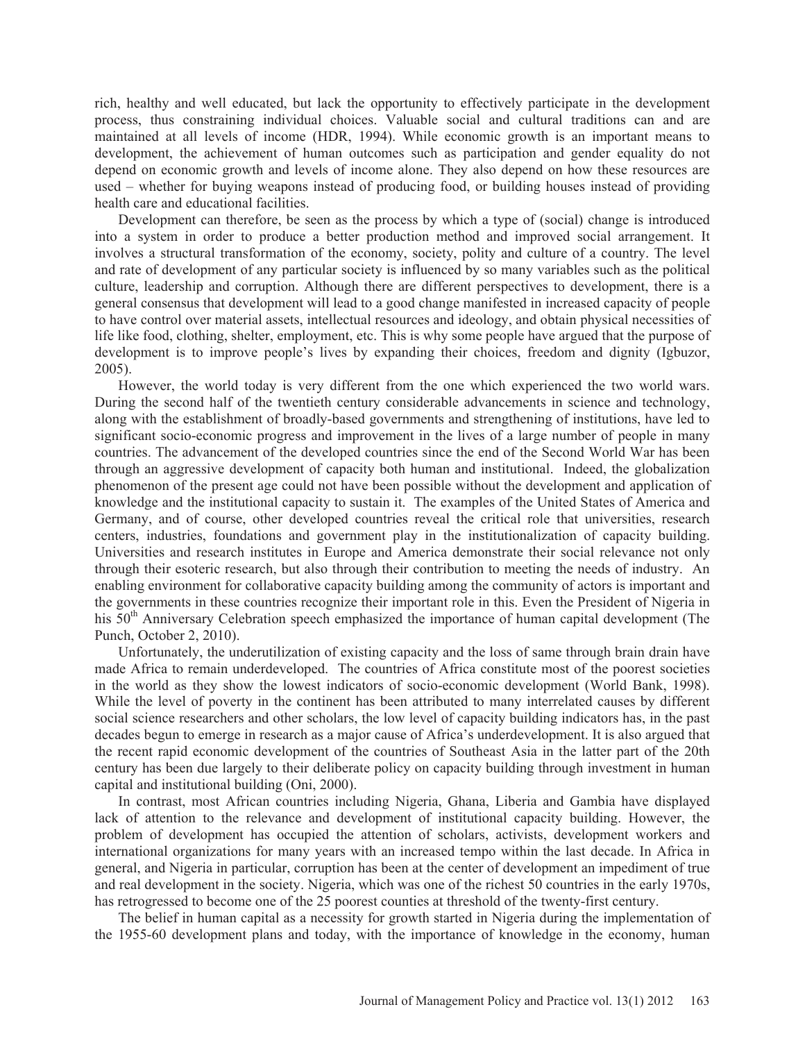rich, healthy and well educated, but lack the opportunity to effectively participate in the development process, thus constraining individual choices. Valuable social and cultural traditions can and are maintained at all levels of income (HDR, 1994). While economic growth is an important means to development, the achievement of human outcomes such as participation and gender equality do not depend on economic growth and levels of income alone. They also depend on how these resources are used – whether for buying weapons instead of producing food, or building houses instead of providing health care and educational facilities.

Development can therefore, be seen as the process by which a type of (social) change is introduced into a system in order to produce a better production method and improved social arrangement. It involves a structural transformation of the economy, society, polity and culture of a country. The level and rate of development of any particular society is influenced by so many variables such as the political culture, leadership and corruption. Although there are different perspectives to development, there is a general consensus that development will lead to a good change manifested in increased capacity of people to have control over material assets, intellectual resources and ideology, and obtain physical necessities of life like food, clothing, shelter, employment, etc. This is why some people have argued that the purpose of development is to improve people's lives by expanding their choices, freedom and dignity (Igbuzor, 2005).

However, the world today is very different from the one which experienced the two world wars. During the second half of the twentieth century considerable advancements in science and technology, along with the establishment of broadly-based governments and strengthening of institutions, have led to significant socio-economic progress and improvement in the lives of a large number of people in many countries. The advancement of the developed countries since the end of the Second World War has been through an aggressive development of capacity both human and institutional. Indeed, the globalization phenomenon of the present age could not have been possible without the development and application of knowledge and the institutional capacity to sustain it. The examples of the United States of America and Germany, and of course, other developed countries reveal the critical role that universities, research centers, industries, foundations and government play in the institutionalization of capacity building. Universities and research institutes in Europe and America demonstrate their social relevance not only through their esoteric research, but also through their contribution to meeting the needs of industry. An enabling environment for collaborative capacity building among the community of actors is important and the governments in these countries recognize their important role in this. Even the President of Nigeria in his 50th Anniversary Celebration speech emphasized the importance of human capital development (The Punch, October 2, 2010).

Unfortunately, the underutilization of existing capacity and the loss of same through brain drain have made Africa to remain underdeveloped. The countries of Africa constitute most of the poorest societies in the world as they show the lowest indicators of socio-economic development (World Bank, 1998). While the level of poverty in the continent has been attributed to many interrelated causes by different social science researchers and other scholars, the low level of capacity building indicators has, in the past decades begun to emerge in research as a major cause of Africa's underdevelopment. It is also argued that the recent rapid economic development of the countries of Southeast Asia in the latter part of the 20th century has been due largely to their deliberate policy on capacity building through investment in human capital and institutional building (Oni, 2000).

In contrast, most African countries including Nigeria, Ghana, Liberia and Gambia have displayed lack of attention to the relevance and development of institutional capacity building. However, the problem of development has occupied the attention of scholars, activists, development workers and international organizations for many years with an increased tempo within the last decade. In Africa in general, and Nigeria in particular, corruption has been at the center of development an impediment of true and real development in the society. Nigeria, which was one of the richest 50 countries in the early 1970s, has retrogressed to become one of the 25 poorest counties at threshold of the twenty-first century.

The belief in human capital as a necessity for growth started in Nigeria during the implementation of the 1955-60 development plans and today, with the importance of knowledge in the economy, human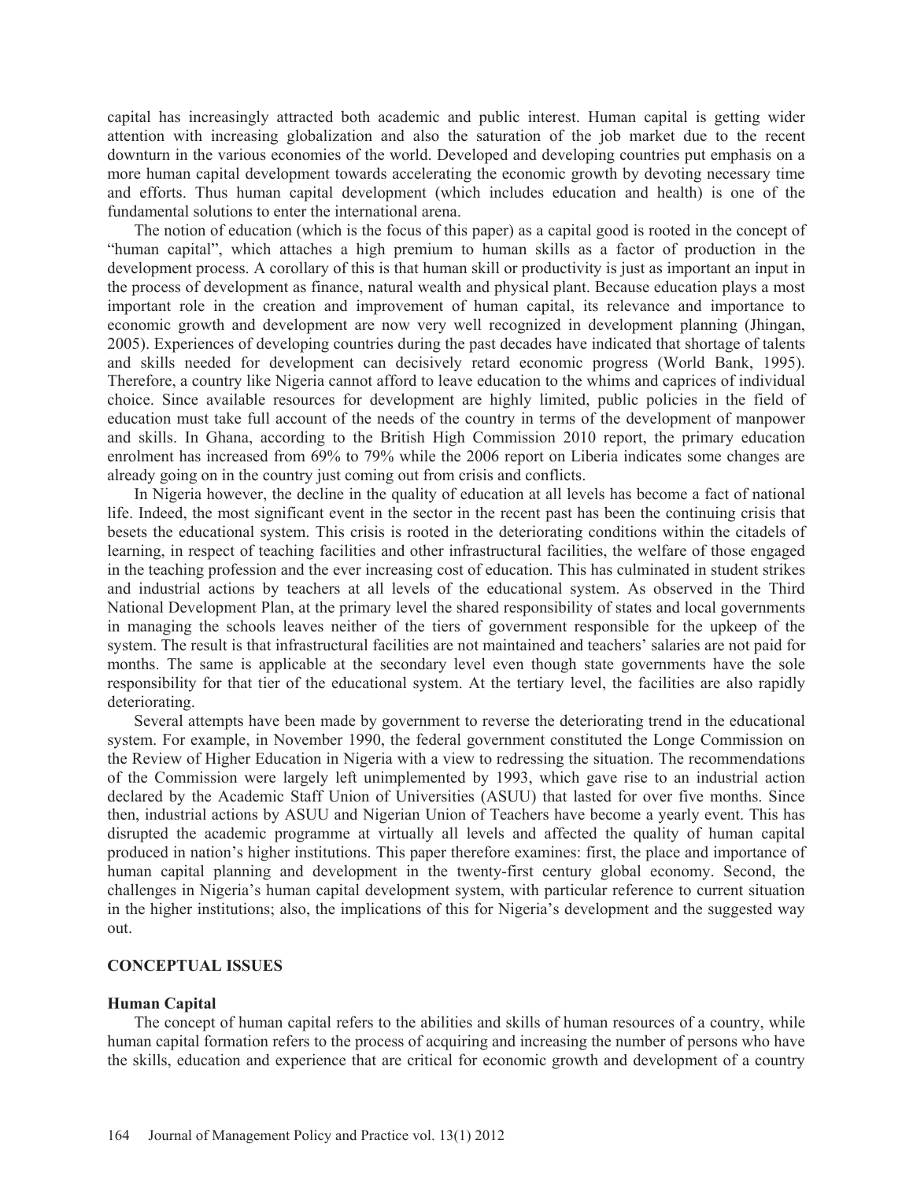capital has increasingly attracted both academic and public interest. Human capital is getting wider attention with increasing globalization and also the saturation of the job market due to the recent downturn in the various economies of the world. Developed and developing countries put emphasis on a more human capital development towards accelerating the economic growth by devoting necessary time and efforts. Thus human capital development (which includes education and health) is one of the fundamental solutions to enter the international arena.

The notion of education (which is the focus of this paper) as a capital good is rooted in the concept of "human capital", which attaches a high premium to human skills as a factor of production in the development process. A corollary of this is that human skill or productivity is just as important an input in the process of development as finance, natural wealth and physical plant. Because education plays a most important role in the creation and improvement of human capital, its relevance and importance to economic growth and development are now very well recognized in development planning (Jhingan, 2005). Experiences of developing countries during the past decades have indicated that shortage of talents and skills needed for development can decisively retard economic progress (World Bank, 1995). Therefore, a country like Nigeria cannot afford to leave education to the whims and caprices of individual choice. Since available resources for development are highly limited, public policies in the field of education must take full account of the needs of the country in terms of the development of manpower and skills. In Ghana, according to the British High Commission 2010 report, the primary education enrolment has increased from 69% to 79% while the 2006 report on Liberia indicates some changes are already going on in the country just coming out from crisis and conflicts.

In Nigeria however, the decline in the quality of education at all levels has become a fact of national life. Indeed, the most significant event in the sector in the recent past has been the continuing crisis that besets the educational system. This crisis is rooted in the deteriorating conditions within the citadels of learning, in respect of teaching facilities and other infrastructural facilities, the welfare of those engaged in the teaching profession and the ever increasing cost of education. This has culminated in student strikes and industrial actions by teachers at all levels of the educational system. As observed in the Third National Development Plan, at the primary level the shared responsibility of states and local governments in managing the schools leaves neither of the tiers of government responsible for the upkeep of the system. The result is that infrastructural facilities are not maintained and teachers' salaries are not paid for months. The same is applicable at the secondary level even though state governments have the sole responsibility for that tier of the educational system. At the tertiary level, the facilities are also rapidly deteriorating.

Several attempts have been made by government to reverse the deteriorating trend in the educational system. For example, in November 1990, the federal government constituted the Longe Commission on the Review of Higher Education in Nigeria with a view to redressing the situation. The recommendations of the Commission were largely left unimplemented by 1993, which gave rise to an industrial action declared by the Academic Staff Union of Universities (ASUU) that lasted for over five months. Since then, industrial actions by ASUU and Nigerian Union of Teachers have become a yearly event. This has disrupted the academic programme at virtually all levels and affected the quality of human capital produced in nation's higher institutions. This paper therefore examines: first, the place and importance of human capital planning and development in the twenty-first century global economy. Second, the challenges in Nigeria's human capital development system, with particular reference to current situation in the higher institutions; also, the implications of this for Nigeria's development and the suggested way out.

## CONCEPTUAL ISSUES

### Human Capital

The concept of human capital refers to the abilities and skills of human resources of a country, while human capital formation refers to the process of acquiring and increasing the number of persons who have the skills, education and experience that are critical for economic growth and development of a country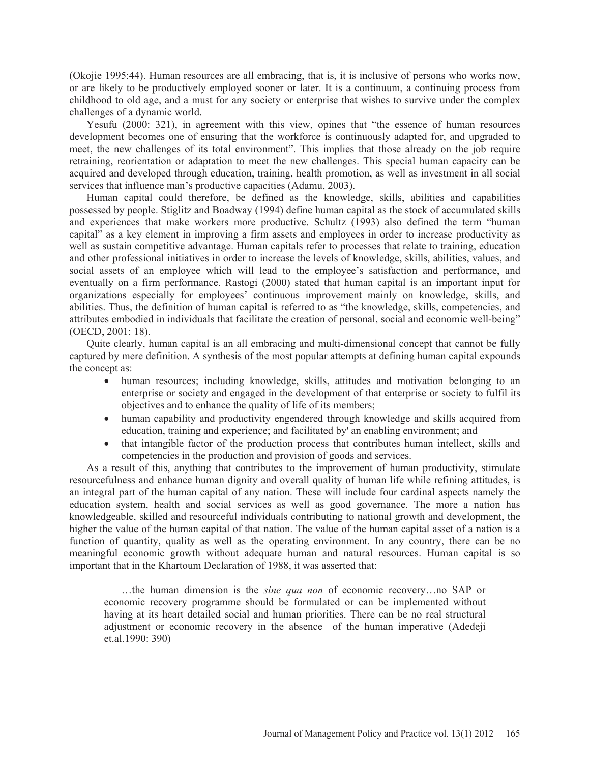(Okojie 1995:44). Human resources are all embracing, that is, it is inclusive of persons who works now, or are likely to be productively employed sooner or later. It is a continuum, a continuing process from childhood to old age, and a must for any society or enterprise that wishes to survive under the complex challenges of a dynamic world.

Yesufu (2000: 321), in agreement with this view, opines that "the essence of human resources development becomes one of ensuring that the workforce is continuously adapted for, and upgraded to meet, the new challenges of its total environment". This implies that those already on the job require retraining, reorientation or adaptation to meet the new challenges. This special human capacity can be acquired and developed through education, training, health promotion, as well as investment in all social services that influence man's productive capacities (Adamu, 2003).

Human capital could therefore, be defined as the knowledge, skills, abilities and capabilities possessed by people. Stiglitz and Boadway (1994) define human capital as the stock of accumulated skills and experiences that make workers more productive. Schultz (1993) also defined the term "human capital" as a key element in improving a firm assets and employees in order to increase productivity as well as sustain competitive advantage. Human capitals refer to processes that relate to training, education and other professional initiatives in order to increase the levels of knowledge, skills, abilities, values, and social assets of an employee which will lead to the employee's satisfaction and performance, and eventually on a firm performance. Rastogi (2000) stated that human capital is an important input for organizations especially for employees' continuous improvement mainly on knowledge, skills, and abilities. Thus, the definition of human capital is referred to as "the knowledge, skills, competencies, and attributes embodied in individuals that facilitate the creation of personal, social and economic well-being" (OECD, 2001: 18).

Quite clearly, human capital is an all embracing and multi-dimensional concept that cannot be fully captured by mere definition. A synthesis of the most popular attempts at defining human capital expounds the concept as:

- human resources; including knowledge, skills, attitudes and motivation belonging to an enterprise or society and engaged in the development of that enterprise or society to fulfil its objectives and to enhance the quality of life of its members;
- human capability and productivity engendered through knowledge and skills acquired from education, training and experience; and facilitated by' an enabling environment; and
- that intangible factor of the production process that contributes human intellect, skills and competencies in the production and provision of goods and services.

As a result of this, anything that contributes to the improvement of human productivity, stimulate resourcefulness and enhance human dignity and overall quality of human life while refining attitudes, is an integral part of the human capital of any nation. These will include four cardinal aspects namely the education system, health and social services as well as good governance. The more a nation has knowledgeable, skilled and resourceful individuals contributing to national growth and development, the higher the value of the human capital of that nation. The value of the human capital asset of a nation is a function of quantity, quality as well as the operating environment. In any country, there can be no meaningful economic growth without adequate human and natural resources. Human capital is so important that in the Khartoum Declaration of 1988, it was asserted that:

> …the human dimension is the *sine qua non* of economic recovery…no SAP or economic recovery programme should be formulated or can be implemented without having at its heart detailed social and human priorities. There can be no real structural adjustment or economic recovery in the absence of the human imperative (Adedeji et.al.1990: 390)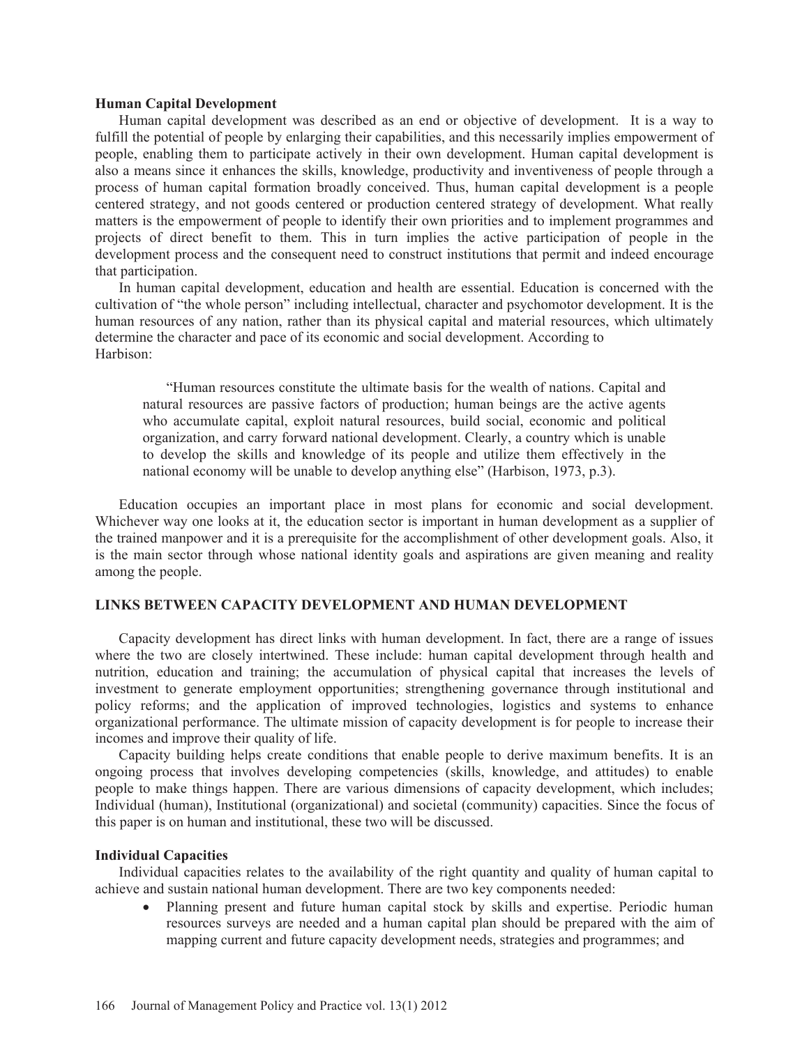### Human Capital Development

Human capital development was described as an end or objective of development. It is a way to fulfill the potential of people by enlarging their capabilities, and this necessarily implies empowerment of people, enabling them to participate actively in their own development. Human capital development is also a means since it enhances the skills, knowledge, productivity and inventiveness of people through a process of human capital formation broadly conceived. Thus, human capital development is a people centered strategy, and not goods centered or production centered strategy of development. What really matters is the empowerment of people to identify their own priorities and to implement programmes and projects of direct benefit to them. This in turn implies the active participation of people in the development process and the consequent need to construct institutions that permit and indeed encourage that participation.

In human capital development, education and health are essential. Education is concerned with the cultivation of "the whole person" including intellectual, character and psychomotor development. It is the human resources of any nation, rather than its physical capital and material resources, which ultimately determine the character and pace of its economic and social development. According to Harbison:

> "Human resources constitute the ultimate basis for the wealth of nations. Capital and natural resources are passive factors of production; human beings are the active agents who accumulate capital, exploit natural resources, build social, economic and political organization, and carry forward national development. Clearly, a country which is unable to develop the skills and knowledge of its people and utilize them effectively in the national economy will be unable to develop anything else" (Harbison, 1973, p.3).

Education occupies an important place in most plans for economic and social development. Whichever way one looks at it, the education sector is important in human development as a supplier of the trained manpower and it is a prerequisite for the accomplishment of other development goals. Also, it is the main sector through whose national identity goals and aspirations are given meaning and reality among the people.

## LINKS BETWEEN CAPACITY DEVELOPMENT AND HUMAN DEVELOPMENT

Capacity development has direct links with human development. In fact, there are a range of issues where the two are closely intertwined. These include: human capital development through health and nutrition, education and training; the accumulation of physical capital that increases the levels of investment to generate employment opportunities; strengthening governance through institutional and policy reforms; and the application of improved technologies, logistics and systems to enhance organizational performance. The ultimate mission of capacity development is for people to increase their incomes and improve their quality of life.

Capacity building helps create conditions that enable people to derive maximum benefits. It is an ongoing process that involves developing competencies (skills, knowledge, and attitudes) to enable people to make things happen. There are various dimensions of capacity development, which includes; Individual (human), Institutional (organizational) and societal (community) capacities. Since the focus of this paper is on human and institutional, these two will be discussed.

### Individual Capacities

Individual capacities relates to the availability of the right quantity and quality of human capital to achieve and sustain national human development. There are two key components needed:

- Planning present and future human capital stock by skills and expertise. Periodic human resources surveys are needed and a human capital plan should be prepared with the aim of mapping current and future capacity development needs, strategies and programmes; and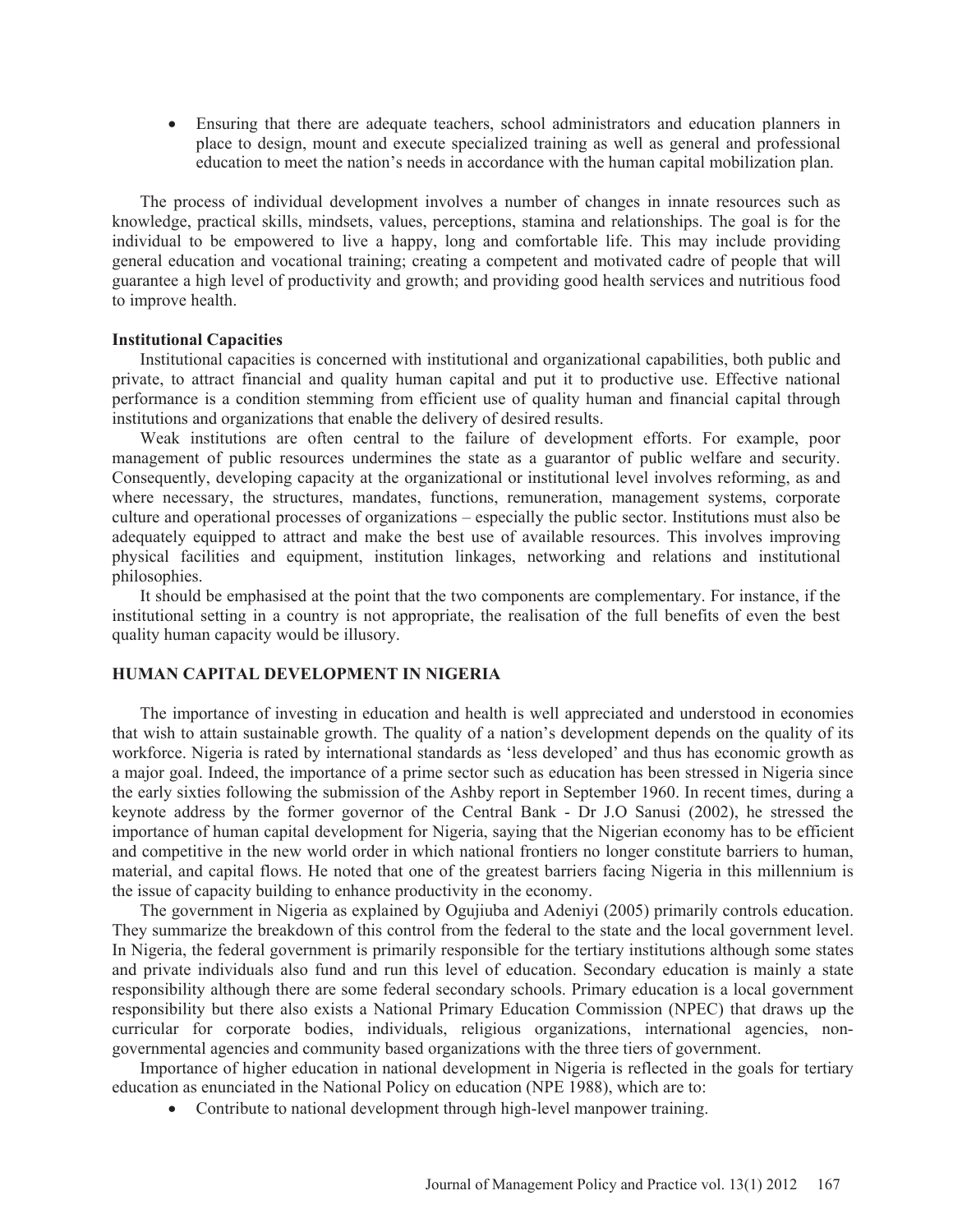- Ensuring that there are adequate teachers, school administrators and education planners in place to design, mount and execute specialized training as well as general and professional education to meet the nation's needs in accordance with the human capital mobilization plan.

The process of individual development involves a number of changes in innate resources such as knowledge, practical skills, mindsets, values, perceptions, stamina and relationships. The goal is for the individual to be empowered to live a happy, long and comfortable life. This may include providing general education and vocational training; creating a competent and motivated cadre of people that will guarantee a high level of productivity and growth; and providing good health services and nutritious food to improve health.

**Institutional Capacities**

Institutional capacities is concerned with institutional and organizational capabilities, both public and private, to attract financial and quality human capital and put it to productive use. Effective national performance is a condition stemming from efficient use of quality human and financial capital through institutions and organizations that enable the delivery of desired results.

Weak institutions are often central to the failure of development efforts. For example, poor management of public resources undermines the state as a guarantor of public welfare and security. Consequently, developing capacity at the organizational or institutional level involves reforming, as and where necessary, the structures, mandates, functions, remuneration, management systems, corporate culture and operational processes of organizations – especially the public sector. Institutions must also be adequately equipped to attract and make the best use of available resources. This involves improving physical facilities and equipment, institution linkages, networking and relations and institutional philosophies.

It should be emphasised at the point that the two components are complementary. For instance, if the institutional setting in a country is not appropriate, the realisation of the full benefits of even the best quality human capacity would be illusory.

## HUMAN CAPITAL DEVELOPMENT IN NIGERIA

The importance of investing in education and health is well appreciated and understood in economies that wish to attain sustainable growth. The quality of a nation's development depends on the quality of its workforce. Nigeria is rated by international standards as 'less developed' and thus has economic growth as a major goal. Indeed, the importance of a prime sector such as education has been stressed in Nigeria since the early sixties following the submission of the Ashby report in September 1960. In recent times, during a keynote address by the former governor of the Central Bank - Dr J.O Sanusi (2002), he stressed the importance of human capital development for Nigeria, saying that the Nigerian economy has to be efficient and competitive in the new world order in which national frontiers no longer constitute barriers to human, material, and capital flows. He noted that one of the greatest barriers facing Nigeria in this millennium is the issue of capacity building to enhance productivity in the economy.

The government in Nigeria as explained by Ogujiuba and Adeniyi (2005) primarily controls education. They summarize the breakdown of this control from the federal to the state and the local government level. In Nigeria, the federal government is primarily responsible for the tertiary institutions although some states and private individuals also fund and run this level of education. Secondary education is mainly a state responsibility although there are some federal secondary schools. Primary education is a local government responsibility but there also exists a National Primary Education Commission (NPEC) that draws up the curricular for corporate bodies, individuals, religious organizations, international agencies, non-governmental agencies and community based organizations with the three tiers of government.

Importance of higher education in national development in Nigeria is reflected in the goals for tertiary education as enunciated in the National Policy on education (NPE 1988), which are to:

- Contribute to national development through high-level manpower training.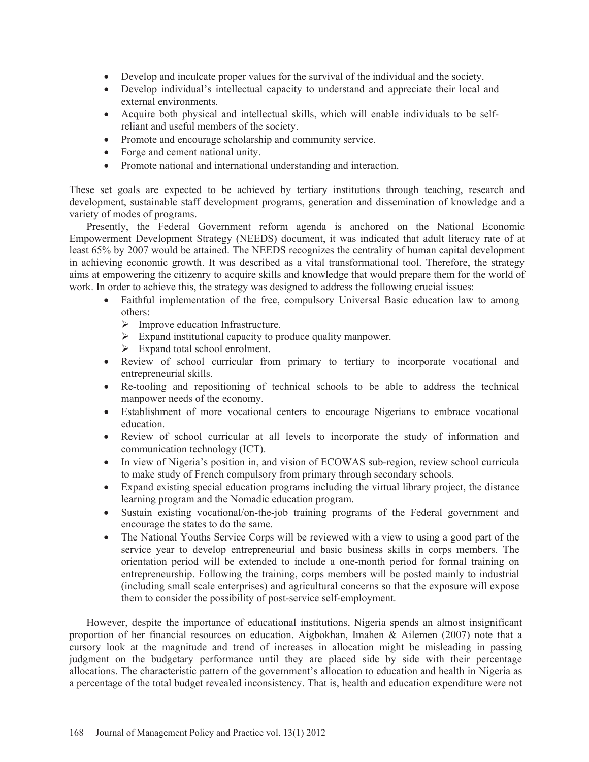- Develop and inculcate proper values for the survival of the individual and the society.
- Develop individual's intellectual capacity to understand and appreciate their local and external environments.
- Acquire both physical and intellectual skills, which will enable individuals to be self-reliant and useful members of the society.
- Promote and encourage scholarship and community service.
- Forge and cement national unity.
- Promote national and international understanding and interaction.

These set goals are expected to be achieved by tertiary institutions through teaching, research and development, sustainable staff development programs, generation and dissemination of knowledge and a variety of modes of programs.

Presently, the Federal Government reform agenda is anchored on the National Economic Empowerment Development Strategy (NEEDS) document, it was indicated that adult literacy rate of at least 65% by 2007 would be attained. The NEEDS recognizes the centrality of human capital development in achieving economic growth. It was described as a vital transformational tool. Therefore, the strategy aims at empowering the citizenry to acquire skills and knowledge that would prepare them for the world of work. In order to achieve this, the strategy was designed to address the following crucial issues:

- Faithful implementation of the free, compulsory Universal Basic education law to among others:
  - Improve education Infrastructure.
  - Expand institutional capacity to produce quality manpower.
  - Expand total school enrolment.
- Review of school curricular from primary to tertiary to incorporate vocational and entrepreneurial skills.
- Re-tooling and repositioning of technical schools to be able to address the technical manpower needs of the economy.
- Establishment of more vocational centers to encourage Nigerians to embrace vocational education.
- Review of school curricular at all levels to incorporate the study of information and communication technology (ICT).
- In view of Nigeria's position in, and vision of ECOWAS sub-region, review school curricula to make study of French compulsory from primary through secondary schools.
- Expand existing special education programs including the virtual library project, the distance learning program and the Nomadic education program.
- Sustain existing vocational/on-the-job training programs of the Federal government and encourage the states to do the same.
- The National Youths Service Corps will be reviewed with a view to using a good part of the service year to develop entrepreneurial and basic business skills in corps members. The orientation period will be extended to include a one-month period for formal training on entrepreneurship. Following the training, corps members will be posted mainly to industrial (including small scale enterprises) and agricultural concerns so that the exposure will expose them to consider the possibility of post-service self-employment.

However, despite the importance of educational institutions, Nigeria spends an almost insignificant proportion of her financial resources on education. Aigbokhan, Imahen & Ailemen (2007) note that a cursory look at the magnitude and trend of increases in allocation might be misleading in passing judgment on the budgetary performance until they are placed side by side with their percentage allocations. The characteristic pattern of the government's allocation to education and health in Nigeria as a percentage of the total budget revealed inconsistency. That is, health and education expenditure were not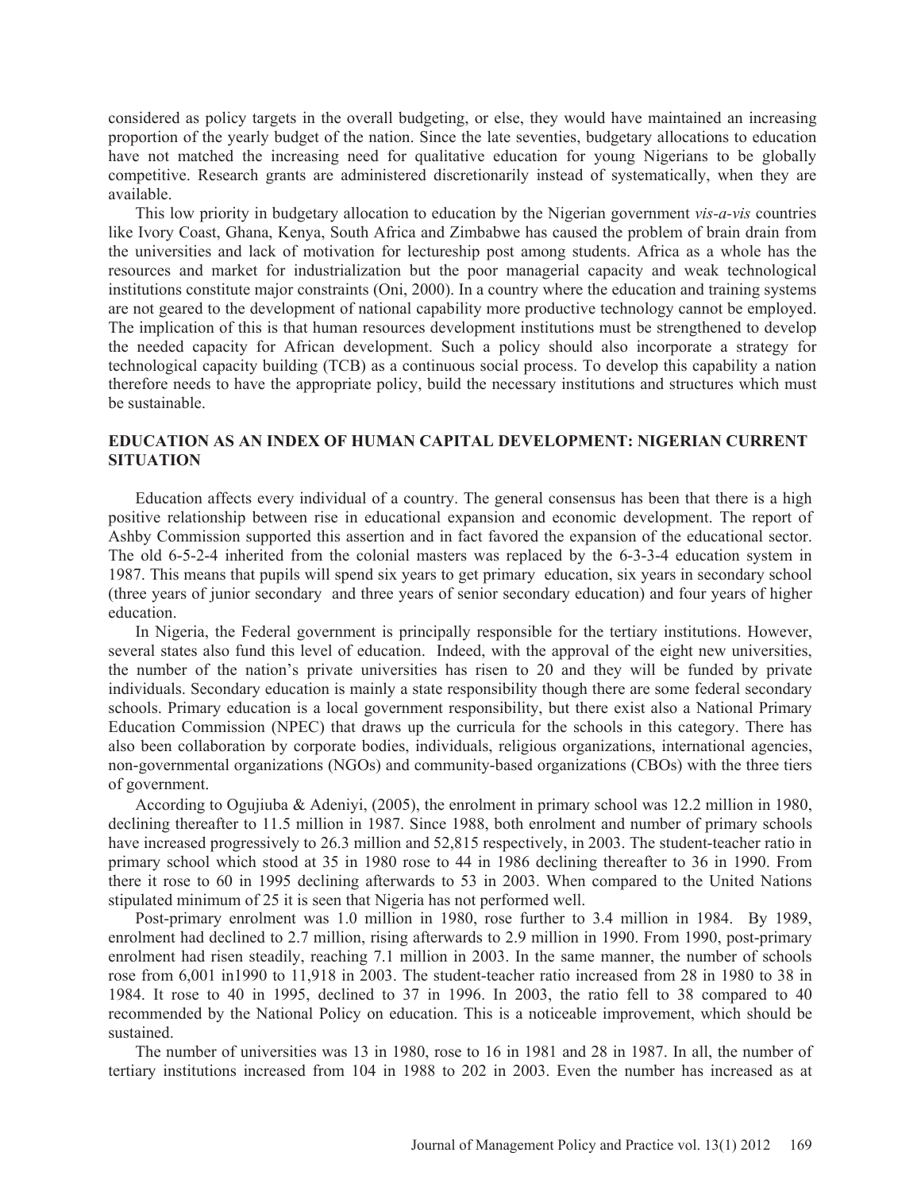considered as policy targets in the overall budgeting, or else, they would have maintained an increasing proportion of the yearly budget of the nation. Since the late seventies, budgetary allocations to education have not matched the increasing need for qualitative education for young Nigerians to be globally competitive. Research grants are administered discretionarily instead of systematically, when they are available.

This low priority in budgetary allocation to education by the Nigerian government *vis-a-vis* countries like Ivory Coast, Ghana, Kenya, South Africa and Zimbabwe has caused the problem of brain drain from the universities and lack of motivation for lectureship post among students. Africa as a whole has the resources and market for industrialization but the poor managerial capacity and weak technological institutions constitute major constraints (Oni, 2000). In a country where the education and training systems are not geared to the development of national capability more productive technology cannot be employed. The implication of this is that human resources development institutions must be strengthened to develop the needed capacity for African development. Such a policy should also incorporate a strategy for technological capacity building (TCB) as a continuous social process. To develop this capability a nation therefore needs to have the appropriate policy, build the necessary institutions and structures which must be sustainable.

## EDUCATION AS AN INDEX OF HUMAN CAPITAL DEVELOPMENT: NIGERIAN CURRENT SITUATION

Education affects every individual of a country. The general consensus has been that there is a high positive relationship between rise in educational expansion and economic development. The report of Ashby Commission supported this assertion and in fact favored the expansion of the educational sector. The old 6-5-2-4 inherited from the colonial masters was replaced by the 6-3-3-4 education system in 1987. This means that pupils will spend six years to get primary education, six years in secondary school (three years of junior secondary and three years of senior secondary education) and four years of higher education.

In Nigeria, the Federal government is principally responsible for the tertiary institutions. However, several states also fund this level of education. Indeed, with the approval of the eight new universities, the number of the nation's private universities has risen to 20 and they will be funded by private individuals. Secondary education is mainly a state responsibility though there are some federal secondary schools. Primary education is a local government responsibility, but there exist also a National Primary Education Commission (NPEC) that draws up the curricula for the schools in this category. There has also been collaboration by corporate bodies, individuals, religious organizations, international agencies, non-governmental organizations (NGOs) and community-based organizations (CBOs) with the three tiers of government.

According to Ogujiuba & Adeniyi, (2005), the enrolment in primary school was 12.2 million in 1980, declining thereafter to 11.5 million in 1987. Since 1988, both enrolment and number of primary schools have increased progressively to 26.3 million and 52,815 respectively, in 2003. The student-teacher ratio in primary school which stood at 35 in 1980 rose to 44 in 1986 declining thereafter to 36 in 1990. From there it rose to 60 in 1995 declining afterwards to 53 in 2003. When compared to the United Nations stipulated minimum of 25 it is seen that Nigeria has not performed well.

Post-primary enrolment was 1.0 million in 1980, rose further to 3.4 million in 1984. By 1989, enrolment had declined to 2.7 million, rising afterwards to 2.9 million in 1990. From 1990, post-primary enrolment had risen steadily, reaching 7.1 million in 2003. In the same manner, the number of schools rose from 6,001 in1990 to 11,918 in 2003. The student-teacher ratio increased from 28 in 1980 to 38 in 1984. It rose to 40 in 1995, declined to 37 in 1996. In 2003, the ratio fell to 38 compared to 40 recommended by the National Policy on education. This is a noticeable improvement, which should be sustained.

The number of universities was 13 in 1980, rose to 16 in 1981 and 28 in 1987. In all, the number of tertiary institutions increased from 104 in 1988 to 202 in 2003. Even the number has increased as at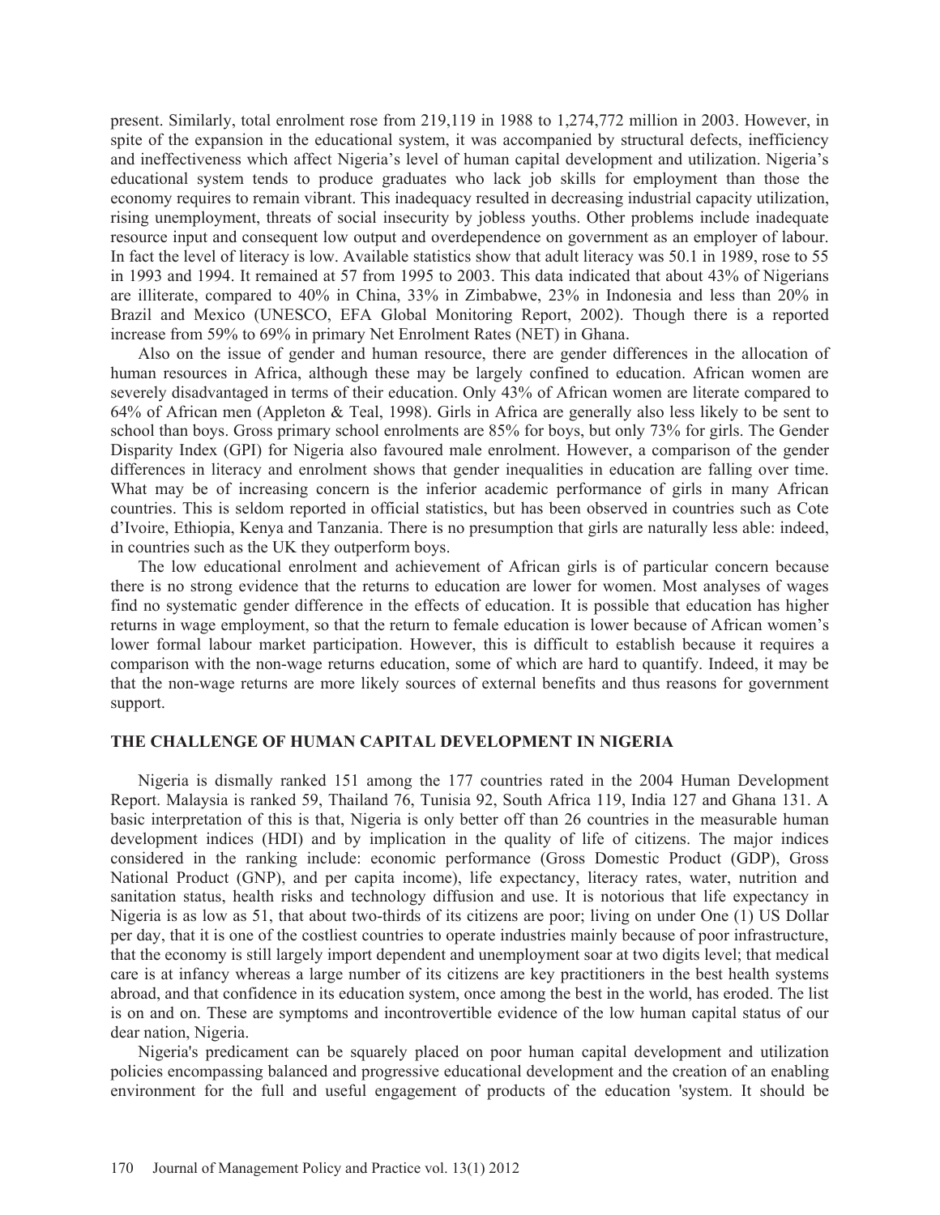present. Similarly, total enrolment rose from 219,119 in 1988 to 1,274,772 million in 2003. However, in spite of the expansion in the educational system, it was accompanied by structural defects, inefficiency and ineffectiveness which affect Nigeria's level of human capital development and utilization. Nigeria's educational system tends to produce graduates who lack job skills for employment than those the economy requires to remain vibrant. This inadequacy resulted in decreasing industrial capacity utilization, rising unemployment, threats of social insecurity by jobless youths. Other problems include inadequate resource input and consequent low output and overdependence on government as an employer of labour. In fact the level of literacy is low. Available statistics show that adult literacy was 50.1 in 1989, rose to 55 in 1993 and 1994. It remained at 57 from 1995 to 2003. This data indicated that about 43% of Nigerians are illiterate, compared to 40% in China, 33% in Zimbabwe, 23% in Indonesia and less than 20% in Brazil and Mexico (UNESCO, EFA Global Monitoring Report, 2002). Though there is a reported increase from 59% to 69% in primary Net Enrolment Rates (NET) in Ghana.

Also on the issue of gender and human resource, there are gender differences in the allocation of human resources in Africa, although these may be largely confined to education. African women are severely disadvantaged in terms of their education. Only 43% of African women are literate compared to 64% of African men (Appleton & Teal, 1998). Girls in Africa are generally also less likely to be sent to school than boys. Gross primary school enrolments are 85% for boys, but only 73% for girls. The Gender Disparity Index (GPI) for Nigeria also favoured male enrolment. However, a comparison of the gender differences in literacy and enrolment shows that gender inequalities in education are falling over time. What may be of increasing concern is the inferior academic performance of girls in many African countries. This is seldom reported in official statistics, but has been observed in countries such as Cote d'Ivoire, Ethiopia, Kenya and Tanzania. There is no presumption that girls are naturally less able: indeed, in countries such as the UK they outperform boys.

The low educational enrolment and achievement of African girls is of particular concern because there is no strong evidence that the returns to education are lower for women. Most analyses of wages find no systematic gender difference in the effects of education. It is possible that education has higher returns in wage employment, so that the return to female education is lower because of African women's lower formal labour market participation. However, this is difficult to establish because it requires a comparison with the non-wage returns education, some of which are hard to quantify. Indeed, it may be that the non-wage returns are more likely sources of external benefits and thus reasons for government support.

## THE CHALLENGE OF HUMAN CAPITAL DEVELOPMENT IN NIGERIA

Nigeria is dismally ranked 151 among the 177 countries rated in the 2004 Human Development Report. Malaysia is ranked 59, Thailand 76, Tunisia 92, South Africa 119, India 127 and Ghana 131. A basic interpretation of this is that, Nigeria is only better off than 26 countries in the measurable human development indices (HDI) and by implication in the quality of life of citizens. The major indices considered in the ranking include: economic performance (Gross Domestic Product (GDP), Gross National Product (GNP), and per capita income), life expectancy, literacy rates, water, nutrition and sanitation status, health risks and technology diffusion and use. It is notorious that life expectancy in Nigeria is as low as 51, that about two-thirds of its citizens are poor; living on under One (1) US Dollar per day, that it is one of the costliest countries to operate industries mainly because of poor infrastructure, that the economy is still largely import dependent and unemployment soar at two digits level; that medical care is at infancy whereas a large number of its citizens are key practitioners in the best health systems abroad, and that confidence in its education system, once among the best in the world, has eroded. The list is on and on. These are symptoms and incontrovertible evidence of the low human capital status of our dear nation, Nigeria.

Nigeria's predicament can be squarely placed on poor human capital development and utilization policies encompassing balanced and progressive educational development and the creation of an enabling environment for the full and useful engagement of products of the education 'system. It should be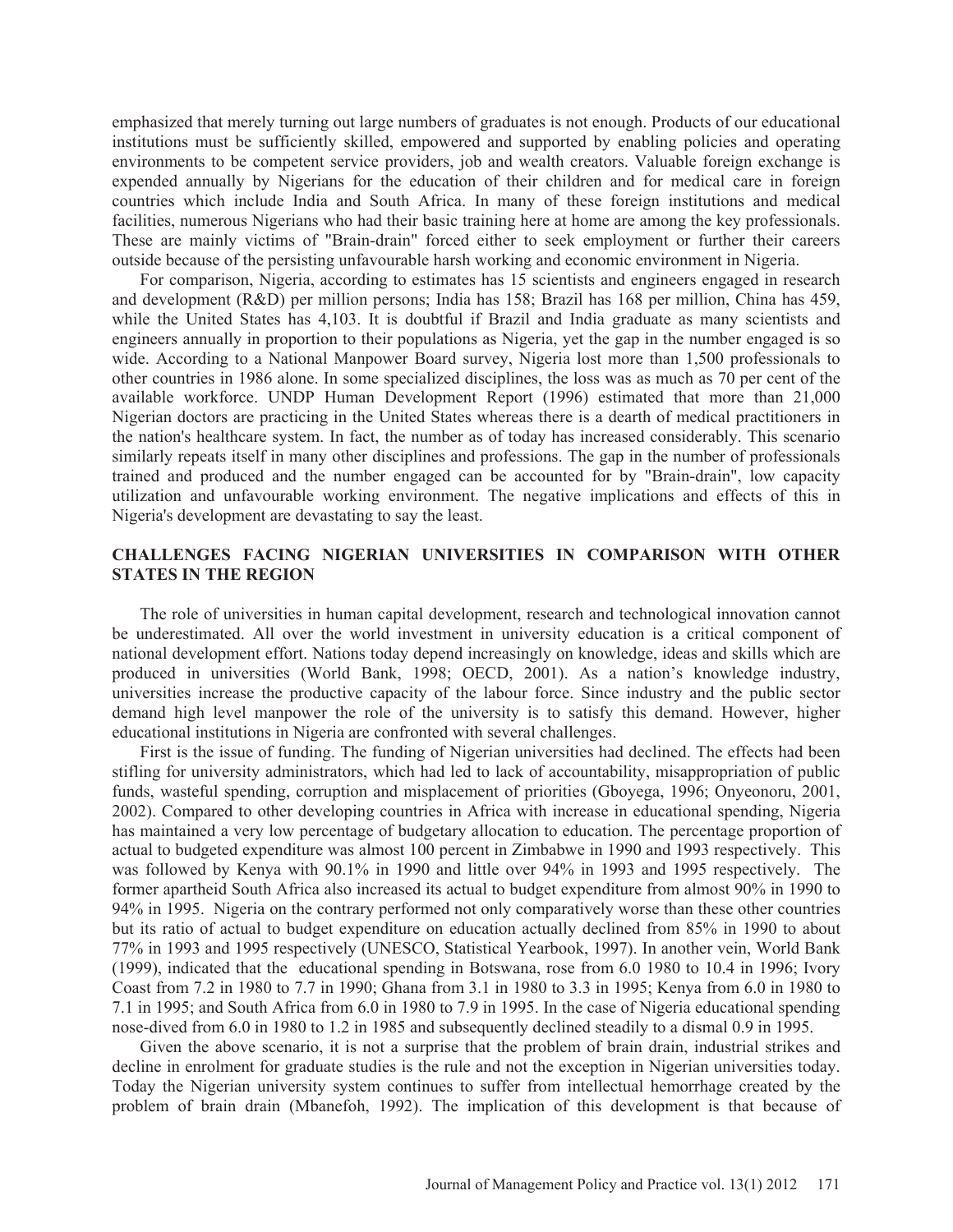emphasized that merely turning out large numbers of graduates is not enough. Products of our educational institutions must be sufficiently skilled, empowered and supported by enabling policies and operating environments to be competent service providers, job and wealth creators. Valuable foreign exchange is expended annually by Nigerians for the education of their children and for medical care in foreign countries which include India and South Africa. In many of these foreign institutions and medical facilities, numerous Nigerians who had their basic training here at home are among the key professionals. These are mainly victims of "Brain-drain" forced either to seek employment or further their careers outside because of the persisting unfavourable harsh working and economic environment in Nigeria.

For comparison, Nigeria, according to estimates has 15 scientists and engineers engaged in research and development (R&D) per million persons; India has 158; Brazil has 168 per million, China has 459, while the United States has 4,103. It is doubtful if Brazil and India graduate as many scientists and engineers annually in proportion to their populations as Nigeria, yet the gap in the number engaged is so wide. According to a National Manpower Board survey, Nigeria lost more than 1,500 professionals to other countries in 1986 alone. In some specialized disciplines, the loss was as much as 70 per cent of the available workforce. UNDP Human Development Report (1996) estimated that more than 21,000 Nigerian doctors are practicing in the United States whereas there is a dearth of medical practitioners in the nation's healthcare system. In fact, the number as of today has increased considerably. This scenario similarly repeats itself in many other disciplines and professions. The gap in the number of professionals trained and produced and the number engaged can be accounted for by "Brain-drain", low capacity utilization and unfavourable working environment. The negative implications and effects of this in Nigeria's development are devastating to say the least.

## CHALLENGES FACING NIGERIAN UNIVERSITIES IN COMPARISON WITH OTHER STATES IN THE REGION

The role of universities in human capital development, research and technological innovation cannot be underestimated. All over the world investment in university education is a critical component of national development effort. Nations today depend increasingly on knowledge, ideas and skills which are produced in universities (World Bank, 1998; OECD, 2001). As a nation's knowledge industry, universities increase the productive capacity of the labour force. Since industry and the public sector demand high level manpower the role of the university is to satisfy this demand. However, higher educational institutions in Nigeria are confronted with several challenges.

First is the issue of funding. The funding of Nigerian universities had declined. The effects had been stifling for university administrators, which had led to lack of accountability, misappropriation of public funds, wasteful spending, corruption and misplacement of priorities (Gboyega, 1996; Onyeonoru, 2001, 2002). Compared to other developing countries in Africa with increase in educational spending, Nigeria has maintained a very low percentage of budgetary allocation to education. The percentage proportion of actual to budgeted expenditure was almost 100 percent in Zimbabwe in 1990 and 1993 respectively. This was followed by Kenya with 90.1% in 1990 and little over 94% in 1993 and 1995 respectively. The former apartheid South Africa also increased its actual to budget expenditure from almost 90% in 1990 to 94% in 1995. Nigeria on the contrary performed not only comparatively worse than these other countries but its ratio of actual to budget expenditure on education actually declined from 85% in 1990 to about 77% in 1993 and 1995 respectively (UNESCO, Statistical Yearbook, 1997). In another vein, World Bank (1999), indicated that the educational spending in Botswana, rose from 6.0 1980 to 10.4 in 1996; Ivory Coast from 7.2 in 1980 to 7.7 in 1990; Ghana from 3.1 in 1980 to 3.3 in 1995; Kenya from 6.0 in 1980 to 7.1 in 1995; and South Africa from 6.0 in 1980 to 7.9 in 1995. In the case of Nigeria educational spending nose-dived from 6.0 in 1980 to 1.2 in 1985 and subsequently declined steadily to a dismal 0.9 in 1995.

Given the above scenario, it is not a surprise that the problem of brain drain, industrial strikes and decline in enrolment for graduate studies is the rule and not the exception in Nigerian universities today. Today the Nigerian university system continues to suffer from intellectual hemorrhage created by the problem of brain drain (Mbanefoh, 1992). The implication of this development is that because of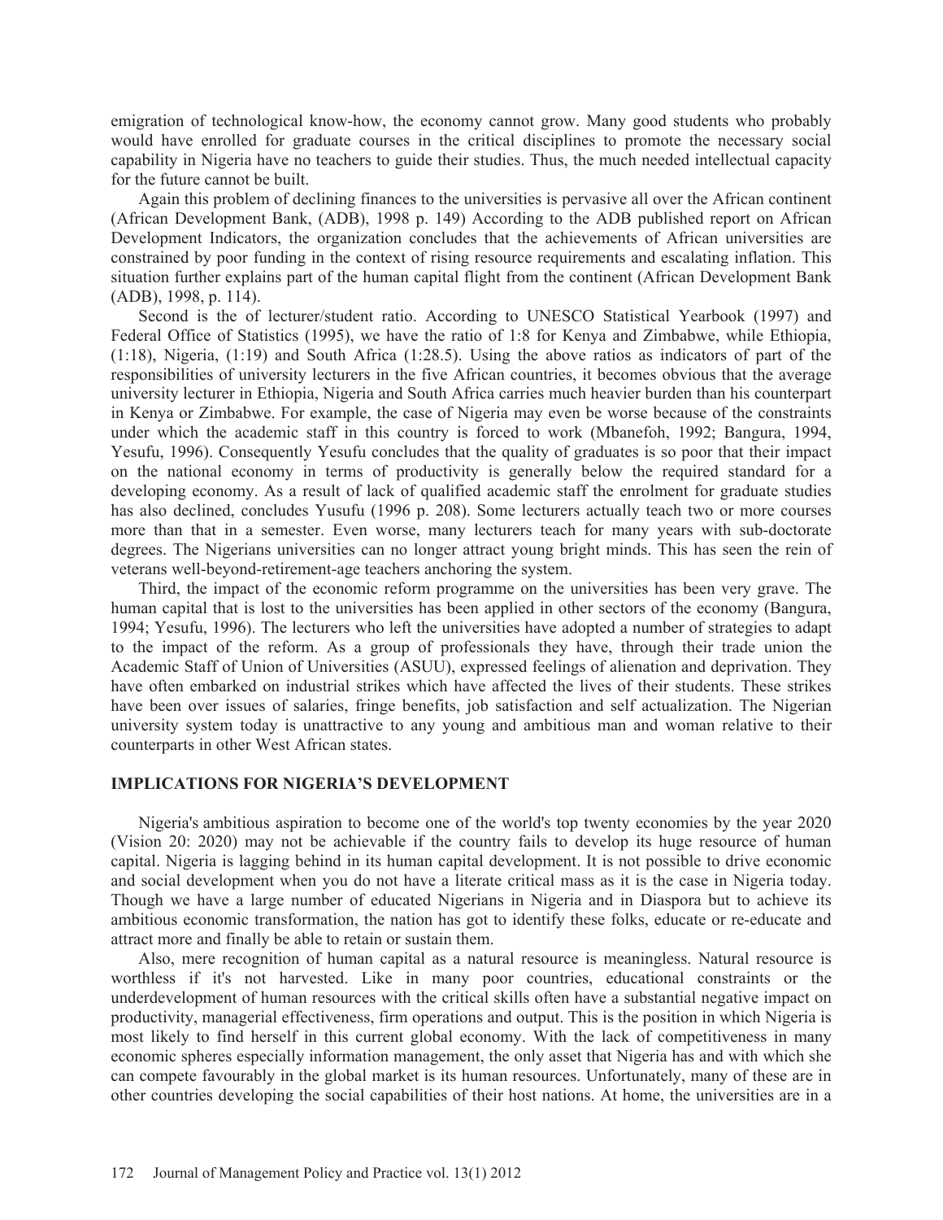emigration of technological know-how, the economy cannot grow. Many good students who probably would have enrolled for graduate courses in the critical disciplines to promote the necessary social capability in Nigeria have no teachers to guide their studies. Thus, the much needed intellectual capacity for the future cannot be built.

Again this problem of declining finances to the universities is pervasive all over the African continent (African Development Bank, (ADB), 1998 p. 149) According to the ADB published report on African Development Indicators, the organization concludes that the achievements of African universities are constrained by poor funding in the context of rising resource requirements and escalating inflation. This situation further explains part of the human capital flight from the continent (African Development Bank (ADB), 1998, p. 114).

Second is the of lecturer/student ratio. According to UNESCO Statistical Yearbook (1997) and Federal Office of Statistics (1995), we have the ratio of 1:8 for Kenya and Zimbabwe, while Ethiopia, (1:18), Nigeria, (1:19) and South Africa (1:28.5). Using the above ratios as indicators of part of the responsibilities of university lecturers in the five African countries, it becomes obvious that the average university lecturer in Ethiopia, Nigeria and South Africa carries much heavier burden than his counterpart in Kenya or Zimbabwe. For example, the case of Nigeria may even be worse because of the constraints under which the academic staff in this country is forced to work (Mbanefoh, 1992; Bangura, 1994, Yesufu, 1996). Consequently Yesufu concludes that the quality of graduates is so poor that their impact on the national economy in terms of productivity is generally below the required standard for a developing economy. As a result of lack of qualified academic staff the enrolment for graduate studies has also declined, concludes Yusufu (1996 p. 208). Some lecturers actually teach two or more courses more than that in a semester. Even worse, many lecturers teach for many years with sub-doctorate degrees. The Nigerians universities can no longer attract young bright minds. This has seen the rein of veterans well-beyond-retirement-age teachers anchoring the system.

Third, the impact of the economic reform programme on the universities has been very grave. The human capital that is lost to the universities has been applied in other sectors of the economy (Bangura, 1994; Yesufu, 1996). The lecturers who left the universities have adopted a number of strategies to adapt to the impact of the reform. As a group of professionals they have, through their trade union the Academic Staff of Union of Universities (ASUU), expressed feelings of alienation and deprivation. They have often embarked on industrial strikes which have affected the lives of their students. These strikes have been over issues of salaries, fringe benefits, job satisfaction and self actualization. The Nigerian university system today is unattractive to any young and ambitious man and woman relative to their counterparts in other West African states.

## IMPLICATIONS FOR NIGERIA'S DEVELOPMENT

Nigeria's ambitious aspiration to become one of the world's top twenty economies by the year 2020 (Vision 20: 2020) may not be achievable if the country fails to develop its huge resource of human capital. Nigeria is lagging behind in its human capital development. It is not possible to drive economic and social development when you do not have a literate critical mass as it is the case in Nigeria today. Though we have a large number of educated Nigerians in Nigeria and in Diaspora but to achieve its ambitious economic transformation, the nation has got to identify these folks, educate or re-educate and attract more and finally be able to retain or sustain them.

Also, mere recognition of human capital as a natural resource is meaningless. Natural resource is worthless if it's not harvested. Like in many poor countries, educational constraints or the underdevelopment of human resources with the critical skills often have a substantial negative impact on productivity, managerial effectiveness, firm operations and output. This is the position in which Nigeria is most likely to find herself in this current global economy. With the lack of competitiveness in many economic spheres especially information management, the only asset that Nigeria has and with which she can compete favourably in the global market is its human resources. Unfortunately, many of these are in other countries developing the social capabilities of their host nations. At home, the universities are in a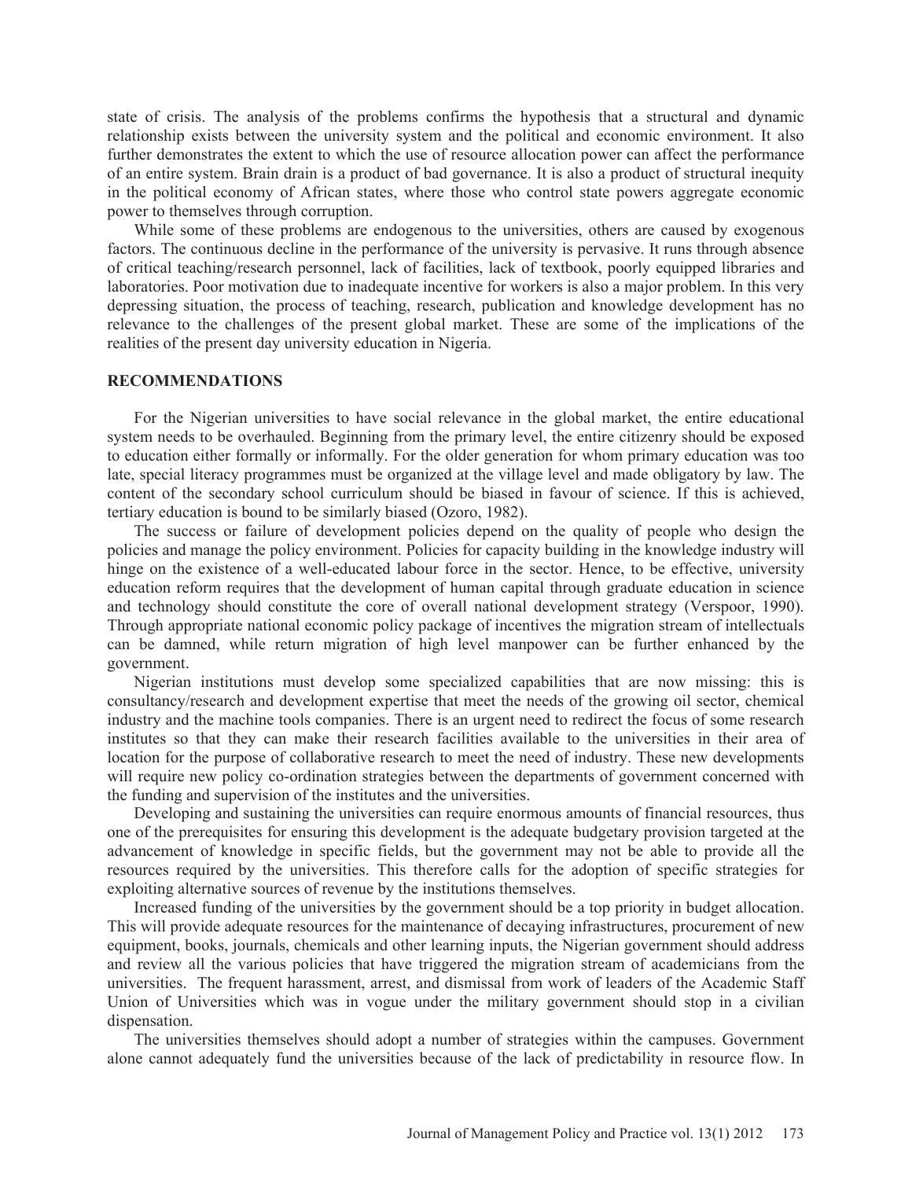state of crisis. The analysis of the problems confirms the hypothesis that a structural and dynamic relationship exists between the university system and the political and economic environment. It also further demonstrates the extent to which the use of resource allocation power can affect the performance of an entire system. Brain drain is a product of bad governance. It is also a product of structural inequity in the political economy of African states, where those who control state powers aggregate economic power to themselves through corruption.

While some of these problems are endogenous to the universities, others are caused by exogenous factors. The continuous decline in the performance of the university is pervasive. It runs through absence of critical teaching/research personnel, lack of facilities, lack of textbook, poorly equipped libraries and laboratories. Poor motivation due to inadequate incentive for workers is also a major problem. In this very depressing situation, the process of teaching, research, publication and knowledge development has no relevance to the challenges of the present global market. These are some of the implications of the realities of the present day university education in Nigeria.

## RECOMMENDATIONS

For the Nigerian universities to have social relevance in the global market, the entire educational system needs to be overhauled. Beginning from the primary level, the entire citizenry should be exposed to education either formally or informally. For the older generation for whom primary education was too late, special literacy programmes must be organized at the village level and made obligatory by law. The content of the secondary school curriculum should be biased in favour of science. If this is achieved, tertiary education is bound to be similarly biased (Ozoro, 1982).

The success or failure of development policies depend on the quality of people who design the policies and manage the policy environment. Policies for capacity building in the knowledge industry will hinge on the existence of a well-educated labour force in the sector. Hence, to be effective, university education reform requires that the development of human capital through graduate education in science and technology should constitute the core of overall national development strategy (Verspoor, 1990). Through appropriate national economic policy package of incentives the migration stream of intellectuals can be damned, while return migration of high level manpower can be further enhanced by the government.

Nigerian institutions must develop some specialized capabilities that are now missing: this is consultancy/research and development expertise that meet the needs of the growing oil sector, chemical industry and the machine tools companies. There is an urgent need to redirect the focus of some research institutes so that they can make their research facilities available to the universities in their area of location for the purpose of collaborative research to meet the need of industry. These new developments will require new policy co-ordination strategies between the departments of government concerned with the funding and supervision of the institutes and the universities.

Developing and sustaining the universities can require enormous amounts of financial resources, thus one of the prerequisites for ensuring this development is the adequate budgetary provision targeted at the advancement of knowledge in specific fields, but the government may not be able to provide all the resources required by the universities. This therefore calls for the adoption of specific strategies for exploiting alternative sources of revenue by the institutions themselves.

Increased funding of the universities by the government should be a top priority in budget allocation. This will provide adequate resources for the maintenance of decaying infrastructures, procurement of new equipment, books, journals, chemicals and other learning inputs, the Nigerian government should address and review all the various policies that have triggered the migration stream of academicians from the universities. The frequent harassment, arrest, and dismissal from work of leaders of the Academic Staff Union of Universities which was in vogue under the military government should stop in a civilian dispensation.

The universities themselves should adopt a number of strategies within the campuses. Government alone cannot adequately fund the universities because of the lack of predictability in resource flow. In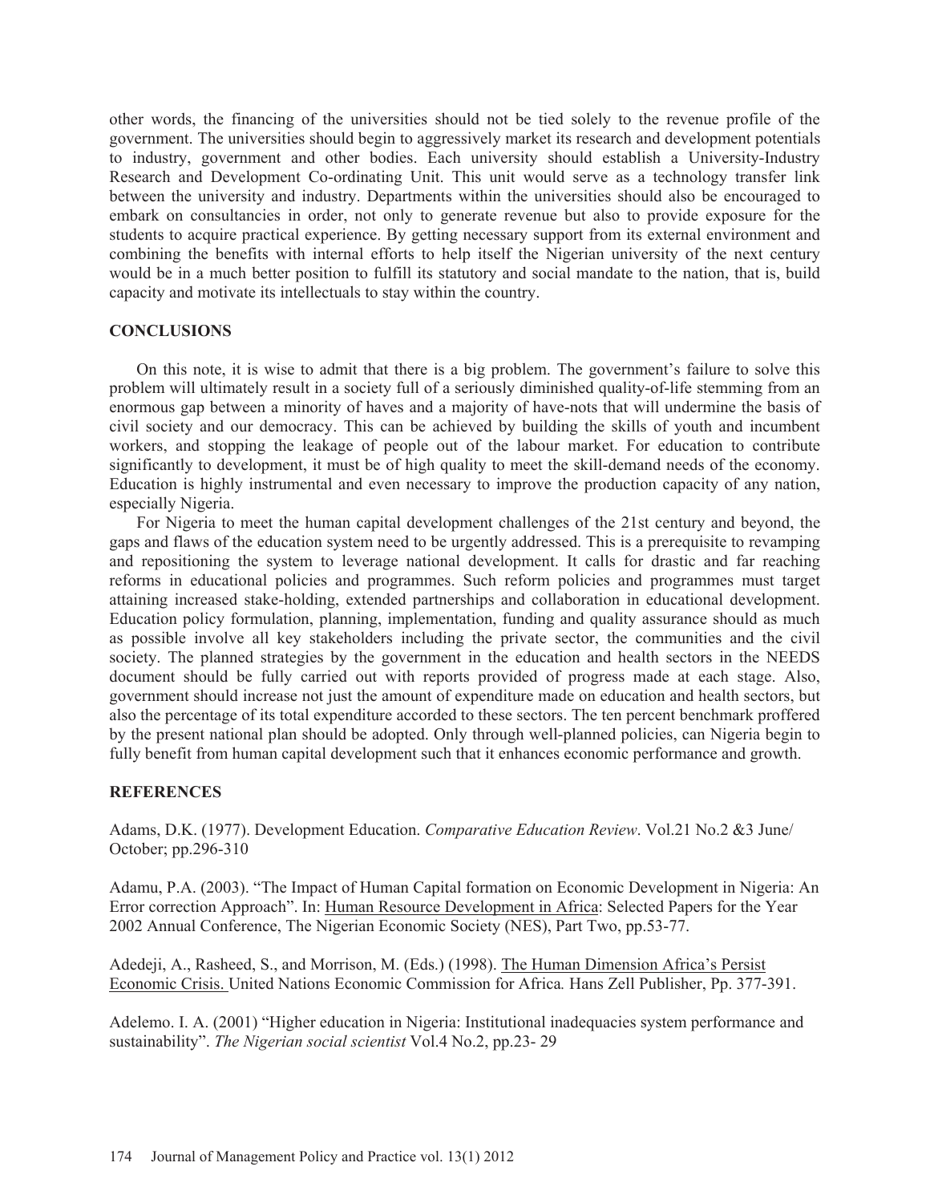other words, the financing of the universities should not be tied solely to the revenue profile of the government. The universities should begin to aggressively market its research and development potentials to industry, government and other bodies. Each university should establish a University-Industry Research and Development Co-ordinating Unit. This unit would serve as a technology transfer link between the university and industry. Departments within the universities should also be encouraged to embark on consultancies in order, not only to generate revenue but also to provide exposure for the students to acquire practical experience. By getting necessary support from its external environment and combining the benefits with internal efforts to help itself the Nigerian university of the next century would be in a much better position to fulfill its statutory and social mandate to the nation, that is, build capacity and motivate its intellectuals to stay within the country.

## CONCLUSIONS

On this note, it is wise to admit that there is a big problem. The government's failure to solve this problem will ultimately result in a society full of a seriously diminished quality-of-life stemming from an enormous gap between a minority of haves and a majority of have-nots that will undermine the basis of civil society and our democracy. This can be achieved by building the skills of youth and incumbent workers, and stopping the leakage of people out of the labour market. For education to contribute significantly to development, it must be of high quality to meet the skill-demand needs of the economy. Education is highly instrumental and even necessary to improve the production capacity of any nation, especially Nigeria.

For Nigeria to meet the human capital development challenges of the 21st century and beyond, the gaps and flaws of the education system need to be urgently addressed. This is a prerequisite to revamping and repositioning the system to leverage national development. It calls for drastic and far reaching reforms in educational policies and programmes. Such reform policies and programmes must target attaining increased stake-holding, extended partnerships and collaboration in educational development. Education policy formulation, planning, implementation, funding and quality assurance should as much as possible involve all key stakeholders including the private sector, the communities and the civil society. The planned strategies by the government in the education and health sectors in the NEEDS document should be fully carried out with reports provided of progress made at each stage. Also, government should increase not just the amount of expenditure made on education and health sectors, but also the percentage of its total expenditure accorded to these sectors. The ten percent benchmark proffered by the present national plan should be adopted. Only through well-planned policies, can Nigeria begin to fully benefit from human capital development such that it enhances economic performance and growth.

## REFERENCES

Adams, D.K. (1977). Development Education. *Comparative Education Review*. Vol.21 No.2 &3 June/ October; pp.296-310

Adamu, P.A. (2003). "The Impact of Human Capital formation on Economic Development in Nigeria: An Error correction Approach". In: Human Resource Development in Africa: Selected Papers for the Year 2002 Annual Conference, The Nigerian Economic Society (NES), Part Two, pp.53-77.

Adedeji, A., Rasheed, S., and Morrison, M. (Eds.) (1998). The Human Dimension Africa's Persist Economic Crisis. United Nations Economic Commission for Africa*.* Hans Zell Publisher, Pp. 377-391.

Adelemo. I. A. (2001) "Higher education in Nigeria: Institutional inadequacies system performance and sustainability". *The Nigerian social scientist* Vol.4 No.2, pp.23- 29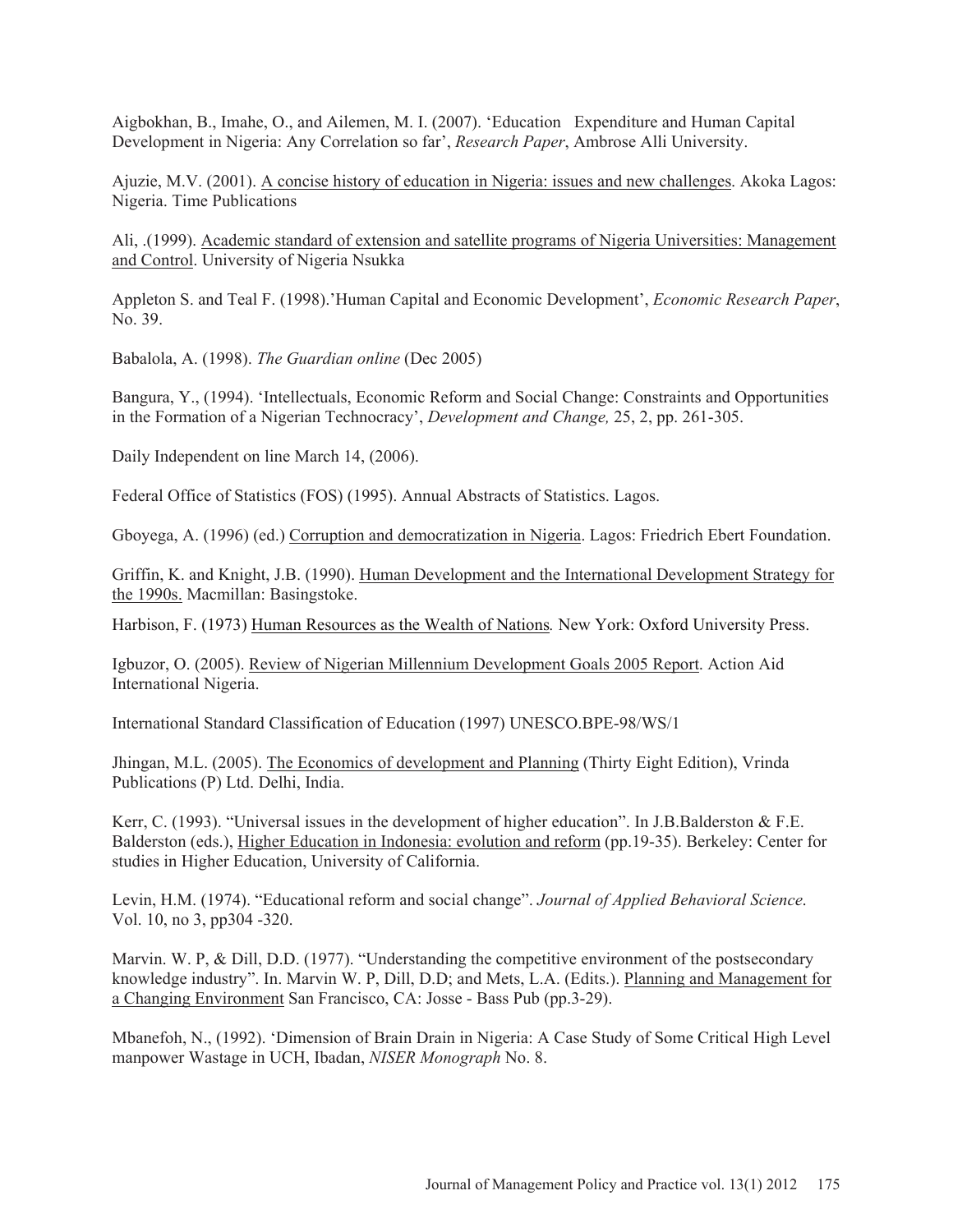Aigbokhan, B., Imahe, O., and Ailemen, M. I. (2007). 'Education Expenditure and Human Capital Development in Nigeria: Any Correlation so far', *Research Paper*, Ambrose Alli University.

Ajuzie, M.V. (2001). A concise history of education in Nigeria: issues and new challenges. Akoka Lagos: Nigeria. Time Publications

Ali, .(1999). Academic standard of extension and satellite programs of Nigeria Universities: Management and Control. University of Nigeria Nsukka

Appleton S. and Teal F. (1998).'Human Capital and Economic Development', *Economic Research Paper*, No. 39.

Babalola, A. (1998). *The Guardian online* (Dec 2005)

Bangura, Y., (1994). 'Intellectuals, Economic Reform and Social Change: Constraints and Opportunities in the Formation of a Nigerian Technocracy', *Development and Change,* 25, 2, pp. 261-305.

Daily Independent on line March 14, (2006).

Federal Office of Statistics (FOS) (1995). Annual Abstracts of Statistics. Lagos.

Gboyega, A. (1996) (ed.) Corruption and democratization in Nigeria. Lagos: Friedrich Ebert Foundation.

Griffin, K. and Knight, J.B. (1990). Human Development and the International Development Strategy for the 1990s. Macmillan: Basingstoke.

Harbison, F. (1973) Human Resources as the Wealth of Nations*.* New York: Oxford University Press.

Igbuzor, O. (2005). Review of Nigerian Millennium Development Goals 2005 Report. Action Aid International Nigeria.

International Standard Classification of Education (1997) UNESCO.BPE-98/WS/1

Jhingan, M.L. (2005). The Economics of development and Planning (Thirty Eight Edition), Vrinda Publications (P) Ltd. Delhi, India.

Kerr, C. (1993). "Universal issues in the development of higher education". In J.B.Balderston & F.E. Balderston (eds.), Higher Education in Indonesia: evolution and reform (pp.19-35). Berkeley: Center for studies in Higher Education, University of California.

Levin, H.M. (1974). "Educational reform and social change". *Journal of Applied Behavioral Science*. Vol. 10, no 3, pp304 -320.

Marvin. W. P, & Dill, D.D. (1977). "Understanding the competitive environment of the postsecondary knowledge industry". In. Marvin W. P, Dill, D.D; and Mets, L.A. (Edits.). Planning and Management for a Changing Environment San Francisco, CA: Josse - Bass Pub (pp.3-29).

Mbanefoh, N., (1992). 'Dimension of Brain Drain in Nigeria: A Case Study of Some Critical High Level manpower Wastage in UCH, Ibadan, *NISER Monograph* No. 8.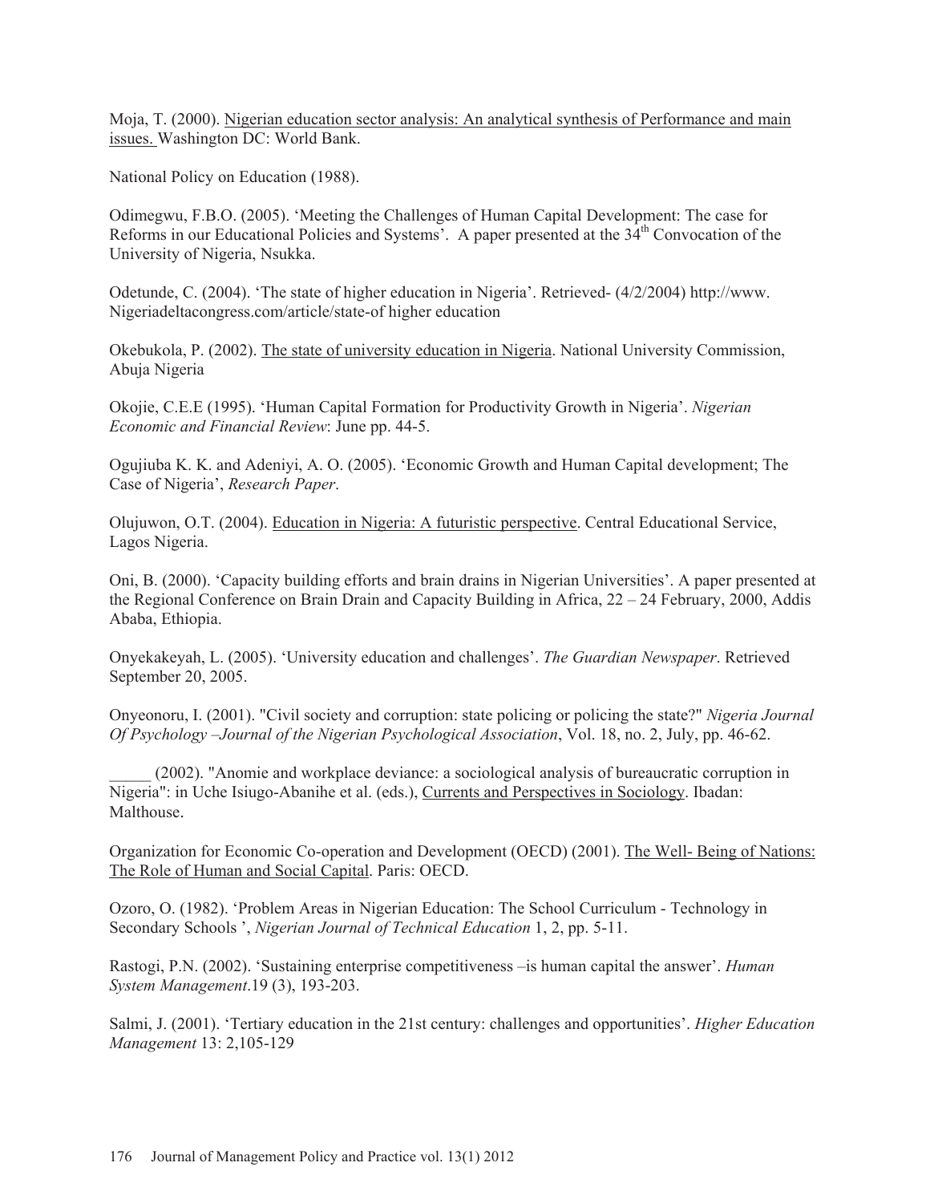Moja, T. (2000). Nigerian education sector analysis: An analytical synthesis of Performance and main issues. Washington DC: World Bank.

National Policy on Education (1988).

Odimegwu, F.B.O. (2005). 'Meeting the Challenges of Human Capital Development: The case for Reforms in our Educational Policies and Systems'. A paper presented at the 34th Convocation of the University of Nigeria, Nsukka.

Odetunde, C. (2004). 'The state of higher education in Nigeria'. Retrieved- (4/2/2004) http://www. Nigeriadeltacongress.com/article/state-of higher education

Okebukola, P. (2002). The state of university education in Nigeria. National University Commission, Abuja Nigeria

Okojie, C.E.E (1995). 'Human Capital Formation for Productivity Growth in Nigeria'. *Nigerian Economic and Financial Review*: June pp. 44-5.

Ogujiuba K. K. and Adeniyi, A. O. (2005). 'Economic Growth and Human Capital development; The Case of Nigeria', *Research Paper*.

Olujuwon, O.T. (2004). Education in Nigeria: A futuristic perspective. Central Educational Service, Lagos Nigeria.

Oni, B. (2000). 'Capacity building efforts and brain drains in Nigerian Universities'. A paper presented at the Regional Conference on Brain Drain and Capacity Building in Africa, 22 – 24 February, 2000, Addis Ababa, Ethiopia.

Onyekakeyah, L. (2005). 'University education and challenges'. *The Guardian Newspaper*. Retrieved September 20, 2005.

Onyeonoru, I. (2001). "Civil society and corruption: state policing or policing the state?" *Nigeria Journal Of Psychology –Journal of the Nigerian Psychological Association*, Vol. 18, no. 2, July, pp. 46-62.

_____ (2002). "Anomie and workplace deviance: a sociological analysis of bureaucratic corruption in Nigeria": in Uche Isiugo-Abanihe et al. (eds.), Currents and Perspectives in Sociology. Ibadan: Malthouse.

Organization for Economic Co-operation and Development (OECD) (2001). The Well- Being of Nations: The Role of Human and Social Capital. Paris: OECD.

Ozoro, O. (1982). 'Problem Areas in Nigerian Education: The School Curriculum - Technology in Secondary Schools ', *Nigerian Journal of Technical Education* 1, 2, pp. 5-11.

Rastogi, P.N. (2002). 'Sustaining enterprise competitiveness –is human capital the answer'. *Human System Management*.19 (3), 193-203.

Salmi, J. (2001). 'Tertiary education in the 21st century: challenges and opportunities'. *Higher Education Management* 13: 2,105-129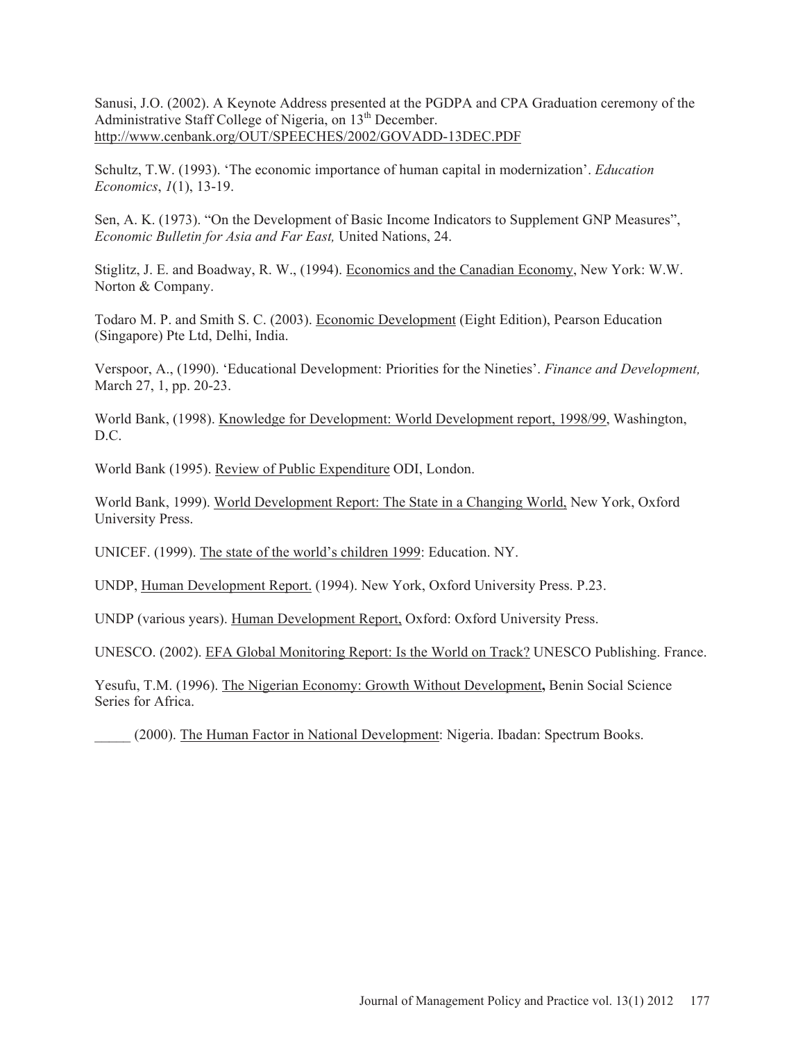Sanusi, J.O. (2002). A Keynote Address presented at the PGDPA and CPA Graduation ceremony of the Administrative Staff College of Nigeria, on 13th December. http://www.cenbank.org/OUT/SPEECHES/2002/GOVADD-13DEC.PDF

Schultz, T.W. (1993). 'The economic importance of human capital in modernization'. *Education Economics*, *1*(1), 13-19.

Sen, A. K. (1973). "On the Development of Basic Income Indicators to Supplement GNP Measures", *Economic Bulletin for Asia and Far East,* United Nations, 24.

Stiglitz, J. E. and Boadway, R. W., (1994). Economics and the Canadian Economy, New York: W.W. Norton & Company.

Todaro M. P. and Smith S. C. (2003). Economic Development (Eight Edition), Pearson Education (Singapore) Pte Ltd, Delhi, India.

Verspoor, A., (1990). 'Educational Development: Priorities for the Nineties'. *Finance and Development,* March 27, 1, pp. 20-23.

World Bank, (1998). Knowledge for Development: World Development report, 1998/99, Washington, D.C.

World Bank (1995). Review of Public Expenditure ODI, London.

World Bank, 1999). World Development Report: The State in a Changing World, New York, Oxford University Press.

UNICEF. (1999). The state of the world's children 1999: Education. NY.

UNDP, Human Development Report. (1994). New York, Oxford University Press. P.23.

UNDP (various years). Human Development Report, Oxford: Oxford University Press.

UNESCO. (2002). EFA Global Monitoring Report: Is the World on Track? UNESCO Publishing. France.

Yesufu, T.M. (1996). The Nigerian Economy: Growth Without Development**,** Benin Social Science Series for Africa.

_____ (2000). The Human Factor in National Development: Nigeria. Ibadan: Spectrum Books.